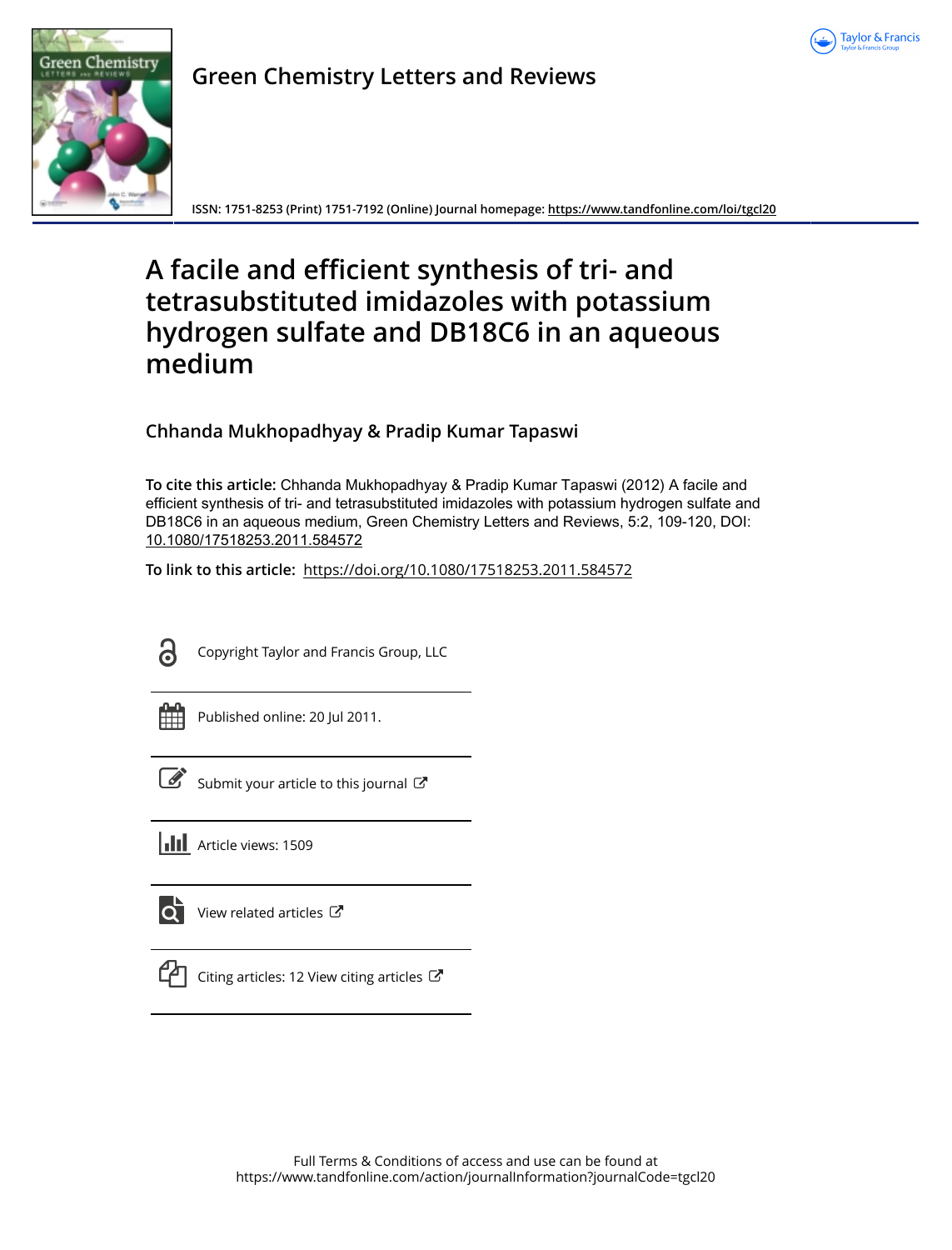# Green Chemistry Letters and Reviews

ISSN: 1751-8253 (Print) 1751-7192 (Online) Journal homepage: https://www.tandfonline.com/loi/tgcl20

# A facile and efficient synthesis of tri- and tetrasubstituted imidazoles with potassium hydrogen sulfate and DB18C6 in an aqueous medium

**Chhanda Mukhopadhyay & Pradip Kumar Tapaswi**

**To cite this article:** Chhanda Mukhopadhyay & Pradip Kumar Tapaswi (2012) A facile and efficient synthesis of tri- and tetrasubstituted imidazoles with potassium hydrogen sulfate and DB18C6 in an aqueous medium, Green Chemistry Letters and Reviews, 5:2, 109-120, DOI: 10.1080/17518253.2011.584572

**To link to this article:** https://doi.org/10.1080/17518253.2011.584572

Copyright Taylor and Francis Group, LLC

Published online: 20 Jul 2011.

Submit your article to this journal

Article views: 1509

View related articles

Citing articles: 12 View citing articles

Full Terms & Conditions of access and use can be found at
https://www.tandfonline.com/action/journalInformation?journalCode=tgcl20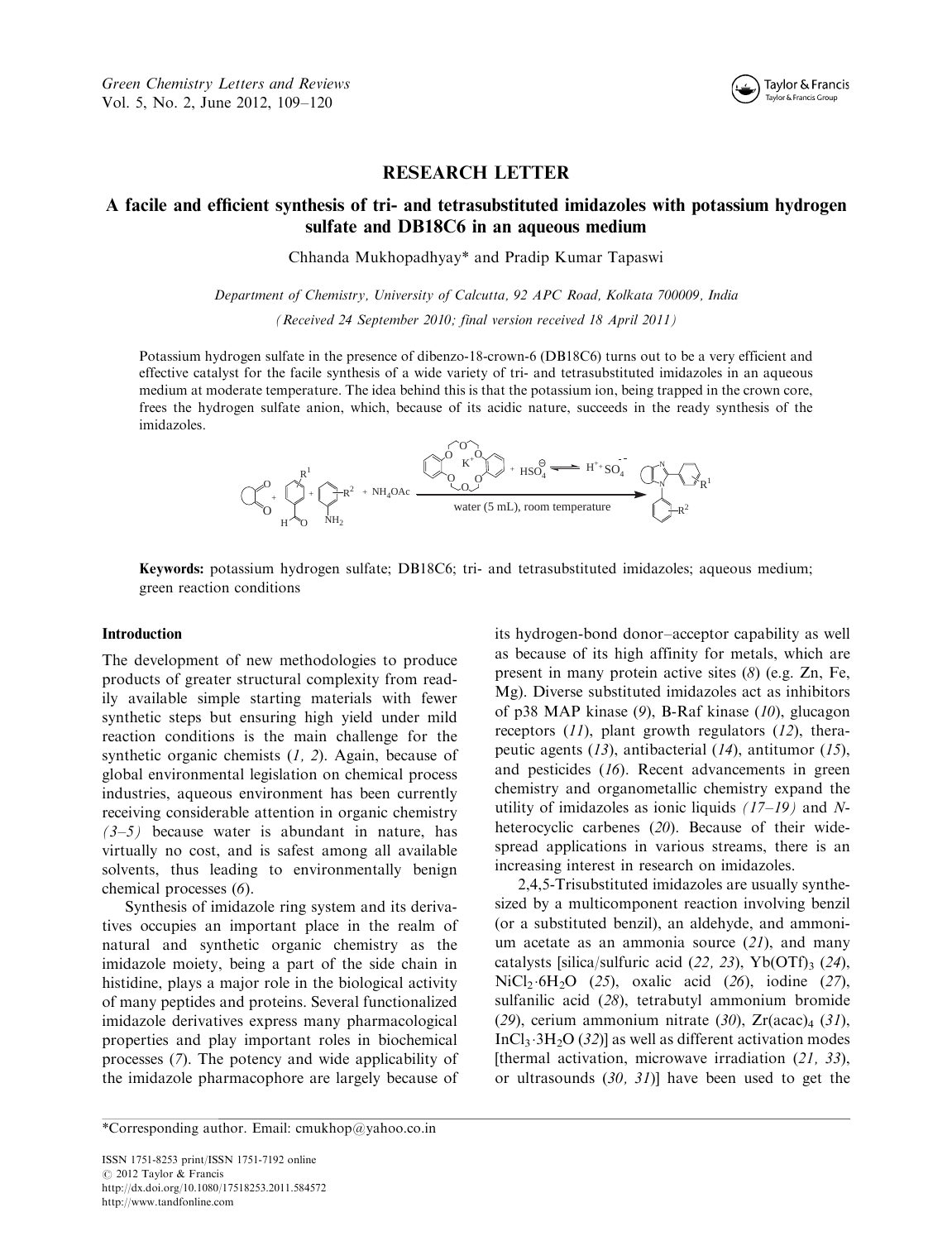Green Chemistry Letters and Reviews
Vol. 5, No. 2, June 2012, 109–120

# RESEARCH LETTER

## A facile and efficient synthesis of tri- and tetrasubstituted imidazoles with potassium hydrogen sulfate and DB18C6 in an aqueous medium

Chhanda Mukhopadhyay* and Pradip Kumar Tapaswi

*Department of Chemistry, University of Calcutta, 92 APC Road, Kolkata 700009, India*

*(Received 24 September 2010; final version received 18 April 2011)*

Potassium hydrogen sulfate in the presence of dibenzo-18-crown-6 (DB18C6) turns out to be a very efficient and effective catalyst for the facile synthesis of a wide variety of tri- and tetrasubstituted imidazoles in an aqueous medium at moderate temperature. The idea behind this is that the potassium ion, being trapped in the crown core, frees the hydrogen sulfate anion, which, because of its acidic nature, succeeds in the ready synthesis of the imidazoles.

$K^+$ + $HSO_4^{\ominus}$ ⇌ $H^+$ + $SO_4^{2-}$ ; + $NH_4OAc$ ; water (5 mL), room temperature ; $R^1$ ; $R^2$ ; $NH_2$

**Keywords:** potassium hydrogen sulfate; DB18C6; tri- and tetrasubstituted imidazoles; aqueous medium; green reaction conditions

### Introduction

The development of new methodologies to produce products of greater structural complexity from readily available simple starting materials with fewer synthetic steps but ensuring high yield under mild reaction conditions is the main challenge for the synthetic organic chemists (*1, 2*). Again, because of global environmental legislation on chemical process industries, aqueous environment has been currently receiving considerable attention in organic chemistry (*3–5*) because water is abundant in nature, has virtually no cost, and is safest among all available solvents, thus leading to environmentally benign chemical processes (*6*).

Synthesis of imidazole ring system and its derivatives occupies an important place in the realm of natural and synthetic organic chemistry as the imidazole moiety, being a part of the side chain in histidine, plays a major role in the biological activity of many peptides and proteins. Several functionalized imidazole derivatives express many pharmacological properties and play important roles in biochemical processes (*7*). The potency and wide applicability of the imidazole pharmacophore are largely because of its hydrogen-bond donor–acceptor capability as well as because of its high affinity for metals, which are present in many protein active sites (*8*) (e.g. Zn, Fe, Mg). Diverse substituted imidazoles act as inhibitors of p38 MAP kinase (*9*), B-Raf kinase (*10*), glucagon receptors (*11*), plant growth regulators (*12*), therapeutic agents (*13*), antibacterial (*14*), antitumor (*15*), and pesticides (*16*). Recent advancements in green chemistry and organometallic chemistry expand the utility of imidazoles as ionic liquids (*17–19*) and *N*-heterocyclic carbenes (*20*). Because of their widespread applications in various streams, there is an increasing interest in research on imidazoles.

2,4,5-Trisubstituted imidazoles are usually synthesized by a multicomponent reaction involving benzil (or a substituted benzil), an aldehyde, and ammonium acetate as an ammonia source (*21*), and many catalysts [silica/sulfuric acid (*22, 23*), $Yb(OTf)_3$ (*24*), $NiCl_2{\cdot}6H_2O$ (*25*), oxalic acid (*26*), iodine (*27*), sulfanilic acid (*28*), tetrabutyl ammonium bromide (*29*), cerium ammonium nitrate (*30*), $Zr(acac)_4$ (*31*), $InCl_3{\cdot}3H_2O$ (*32*)] as well as different activation modes [thermal activation, microwave irradiation (*21, 33*), or ultrasounds (*30, 31*)] have been used to get the

*Corresponding author. Email: cmukhop@yahoo.co.in

ISSN 1751-8253 print/ISSN 1751-7192 online
© 2012 Taylor & Francis
http://dx.doi.org/10.1080/17518253.2011.584572
http://www.tandfonline.com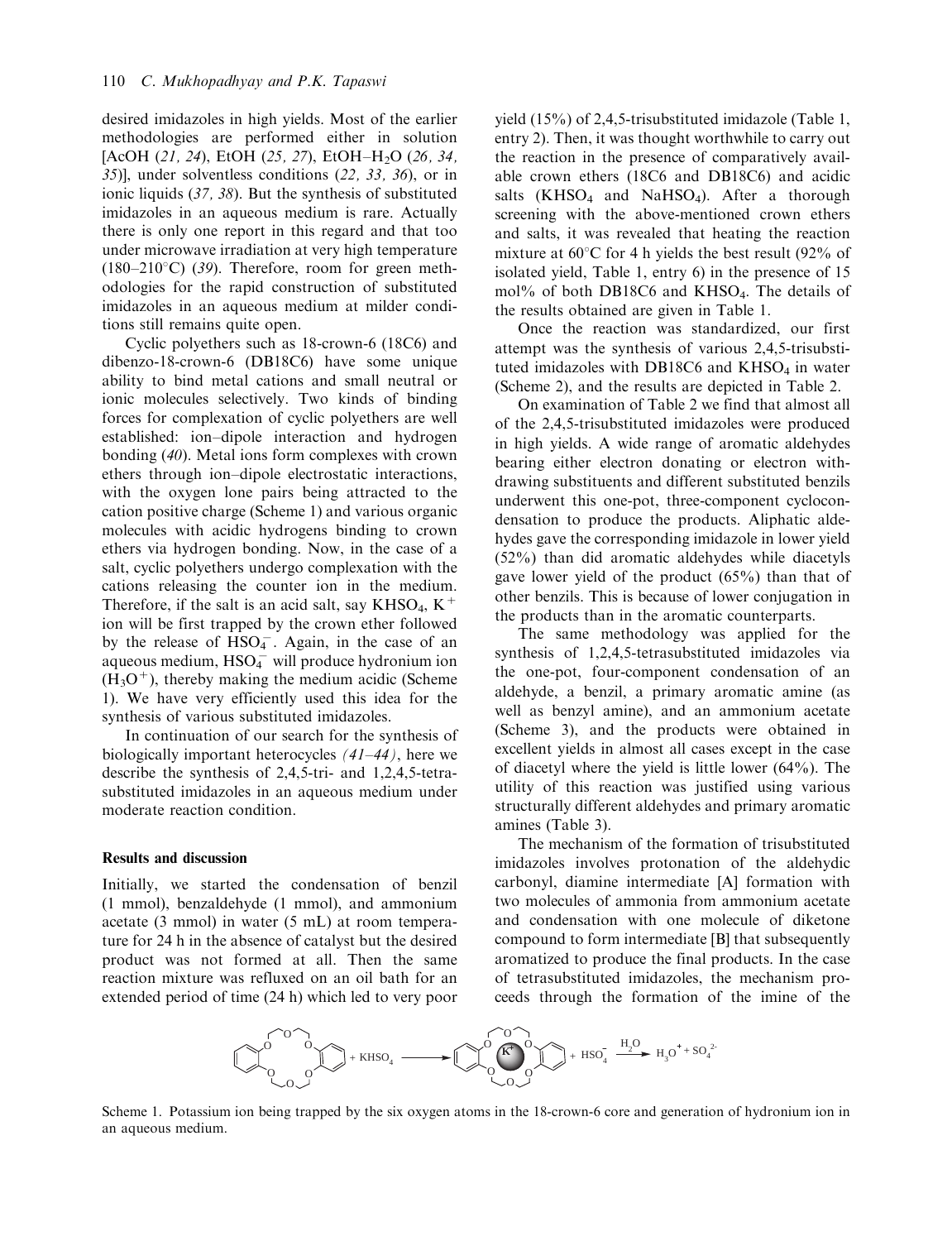desired imidazoles in high yields. Most of the earlier methodologies are performed either in solution [AcOH (*21, 24*), EtOH (*25, 27*), EtOH–$H_2O$ (*26, 34, 35*)], under solventless conditions (*22, 33, 36*), or in ionic liquids (*37, 38*). But the synthesis of substituted imidazoles in an aqueous medium is rare. Actually there is only one report in this regard and that too under microwave irradiation at very high temperature (180–210°C) (*39*). Therefore, room for green methodologies for the rapid construction of substituted imidazoles in an aqueous medium at milder conditions still remains quite open.

Cyclic polyethers such as 18-crown-6 (18C6) and dibenzo-18-crown-6 (DB18C6) have some unique ability to bind metal cations and small neutral or ionic molecules selectively. Two kinds of binding forces for complexation of cyclic polyethers are well established: ion–dipole interaction and hydrogen bonding (*40*). Metal ions form complexes with crown ethers through ion–dipole electrostatic interactions, with the oxygen lone pairs being attracted to the cation positive charge (Scheme 1) and various organic molecules with acidic hydrogens binding to crown ethers via hydrogen bonding. Now, in the case of a salt, cyclic polyethers undergo complexation with the cations releasing the counter ion in the medium. Therefore, if the salt is an acid salt, say $KHSO_4$, $K^+$ ion will be first trapped by the crown ether followed by the release of $HSO_4^-$. Again, in the case of an aqueous medium, $HSO_4^-$ will produce hydronium ion ($H_3O^+$), thereby making the medium acidic (Scheme 1). We have very efficiently used this idea for the synthesis of various substituted imidazoles.

In continuation of our search for the synthesis of biologically important heterocycles *(41–44)*, here we describe the synthesis of 2,4,5-tri- and 1,2,4,5-tetrasubstituted imidazoles in an aqueous medium under moderate reaction condition.

## Results and discussion

Initially, we started the condensation of benzil (1 mmol), benzaldehyde (1 mmol), and ammonium acetate (3 mmol) in water (5 mL) at room temperature for 24 h in the absence of catalyst but the desired product was not formed at all. Then the same reaction mixture was refluxed on an oil bath for an extended period of time (24 h) which led to very poor yield (15%) of 2,4,5-trisubstituted imidazole (Table 1, entry 2). Then, it was thought worthwhile to carry out the reaction in the presence of comparatively available crown ethers (18C6 and DB18C6) and acidic salts ($KHSO_4$ and $NaHSO_4$). After a thorough screening with the above-mentioned crown ethers and salts, it was revealed that heating the reaction mixture at 60°C for 4 h yields the best result (92% of isolated yield, Table 1, entry 6) in the presence of 15 mol% of both DB18C6 and $KHSO_4$. The details of the results obtained are given in Table 1.

Once the reaction was standardized, our first attempt was the synthesis of various 2,4,5-trisubstituted imidazoles with DB18C6 and $KHSO_4$ in water (Scheme 2), and the results are depicted in Table 2.

On examination of Table 2 we find that almost all of the 2,4,5-trisubstituted imidazoles were produced in high yields. A wide range of aromatic aldehydes bearing either electron donating or electron withdrawing substituents and different substituted benzils underwent this one-pot, three-component cyclocondensation to produce the products. Aliphatic aldehydes gave the corresponding imidazole in lower yield (52%) than did aromatic aldehydes while diacetyls gave lower yield of the product (65%) than that of other benzils. This is because of lower conjugation in the products than in the aromatic counterparts.

The same methodology was applied for the synthesis of 1,2,4,5-tetrasubstituted imidazoles via the one-pot, four-component condensation of an aldehyde, a benzil, a primary aromatic amine (as well as benzyl amine), and an ammonium acetate (Scheme 3), and the products were obtained in excellent yields in almost all cases except in the case of diacetyl where the yield is little lower (64%). The utility of this reaction was justified using various structurally different aldehydes and primary aromatic amines (Table 3).

The mechanism of the formation of trisubstituted imidazoles involves protonation of the aldehydic carbonyl, diamine intermediate [A] formation with two molecules of ammonia from ammonium acetate and condensation with one molecule of diketone compound to form intermediate [B] that subsequently aromatized to produce the final products. In the case of tetrasubstituted imidazoles, the mechanism proceeds through the formation of the imine of the

$$\text{DB18C6} + KHSO_4 \longrightarrow [K^+ \subset \text{DB18C6}] + HSO_4^- \xrightarrow{H_2O} H_3O^+ + SO_4^{2-}$$

Scheme 1. Potassium ion being trapped by the six oxygen atoms in the 18-crown-6 core and generation of hydronium ion in an aqueous medium.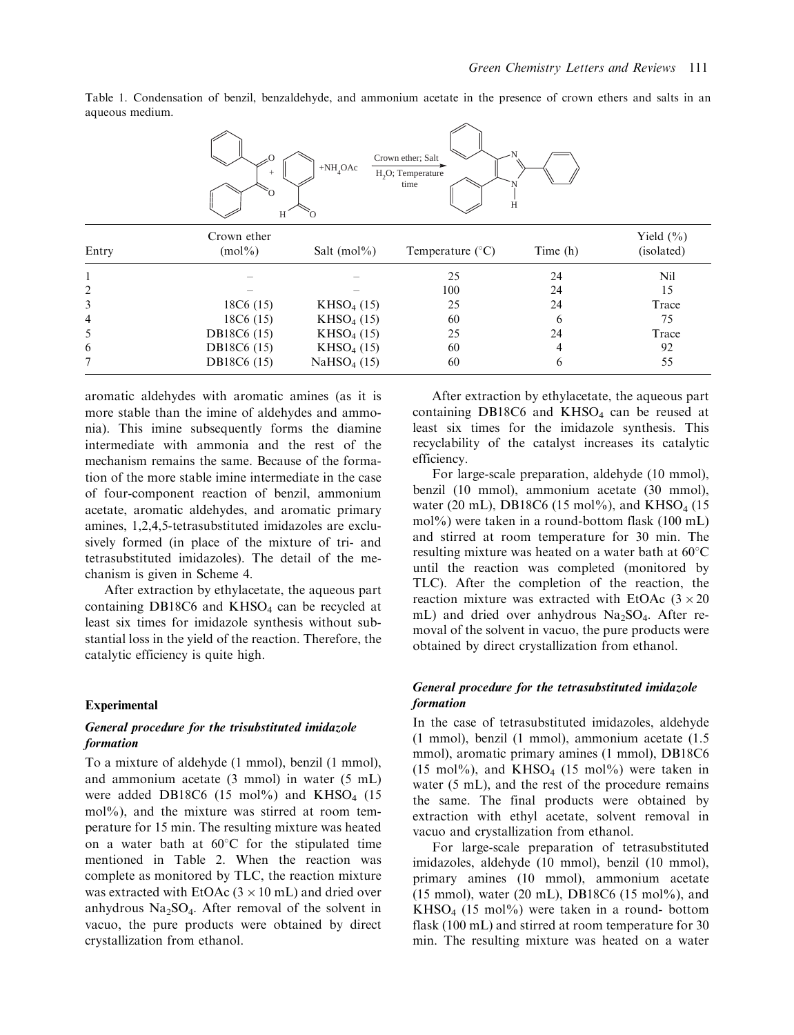Table 1. Condensation of benzil, benzaldehyde, and ammonium acetate in the presence of crown ethers and salts in an aqueous medium.

| Entry | Crown ether (mol%) | Salt (mol%) | Temperature (°C) | Time (h) | Yield (%) (isolated) |
|---|---|---|---|---|---|
| 1 | – | – | 25 | 24 | Nil |
| 2 | – | – | 100 | 24 | 15 |
| 3 | 18C6 (15) | $KHSO_4$ (15) | 25 | 24 | Trace |
| 4 | 18C6 (15) | $KHSO_4$ (15) | 60 | 6 | 75 |
| 5 | DB18C6 (15) | $KHSO_4$ (15) | 25 | 24 | Trace |
| 6 | DB18C6 (15) | $KHSO_4$ (15) | 60 | 4 | 92 |
| 7 | DB18C6 (15) | $NaHSO_4$ (15) | 60 | 6 | 55 |

aromatic aldehydes with aromatic amines (as it is more stable than the imine of aldehydes and ammonia). This imine subsequently forms the diamine intermediate with ammonia and the rest of the mechanism remains the same. Because of the formation of the more stable imine intermediate in the case of four-component reaction of benzil, ammonium acetate, aromatic aldehydes, and aromatic primary amines, 1,2,4,5-tetrasubstituted imidazoles are exclusively formed (in place of the mixture of tri- and tetrasubstituted imidazoles). The detail of the mechanism is given in Scheme 4.

After extraction by ethylacetate, the aqueous part containing DB18C6 and $KHSO_4$ can be recycled at least six times for imidazole synthesis without substantial loss in the yield of the reaction. Therefore, the catalytic efficiency is quite high.

## Experimental

### *General procedure for the trisubstituted imidazole formation*

To a mixture of aldehyde (1 mmol), benzil (1 mmol), and ammonium acetate (3 mmol) in water (5 mL) were added DB18C6 (15 mol%) and $KHSO_4$ (15 mol%), and the mixture was stirred at room temperature for 15 min. The resulting mixture was heated on a water bath at 60°C for the stipulated time mentioned in Table 2. When the reaction was complete as monitored by TLC, the reaction mixture was extracted with EtOAc ($3 \times 10$ mL) and dried over anhydrous $Na_2SO_4$. After removal of the solvent in vacuo, the pure products were obtained by direct crystallization from ethanol.

After extraction by ethylacetate, the aqueous part containing DB18C6 and $KHSO_4$ can be reused at least six times for the imidazole synthesis. This recyclability of the catalyst increases its catalytic efficiency.

For large-scale preparation, aldehyde (10 mmol), benzil (10 mmol), ammonium acetate (30 mmol), water (20 mL), DB18C6 (15 mol%), and $KHSO_4$ (15 mol%) were taken in a round-bottom flask (100 mL) and stirred at room temperature for 30 min. The resulting mixture was heated on a water bath at 60°C until the reaction was completed (monitored by TLC). After the completion of the reaction, the reaction mixture was extracted with EtOAc ($3 \times 20$ mL) and dried over anhydrous $Na_2SO_4$. After removal of the solvent in vacuo, the pure products were obtained by direct crystallization from ethanol.

### *General procedure for the tetrasubstituted imidazole formation*

In the case of tetrasubstituted imidazoles, aldehyde (1 mmol), benzil (1 mmol), ammonium acetate (1.5 mmol), aromatic primary amines (1 mmol), DB18C6 (15 mol%), and $KHSO_4$ (15 mol%) were taken in water (5 mL), and the rest of the procedure remains the same. The final products were obtained by extraction with ethyl acetate, solvent removal in vacuo and crystallization from ethanol.

For large-scale preparation of tetrasubstituted imidazoles, aldehyde (10 mmol), benzil (10 mmol), primary amines (10 mmol), ammonium acetate (15 mmol), water (20 mL), DB18C6 (15 mol%), and $KHSO_4$ (15 mol%) were taken in a round- bottom flask (100 mL) and stirred at room temperature for 30 min. The resulting mixture was heated on a water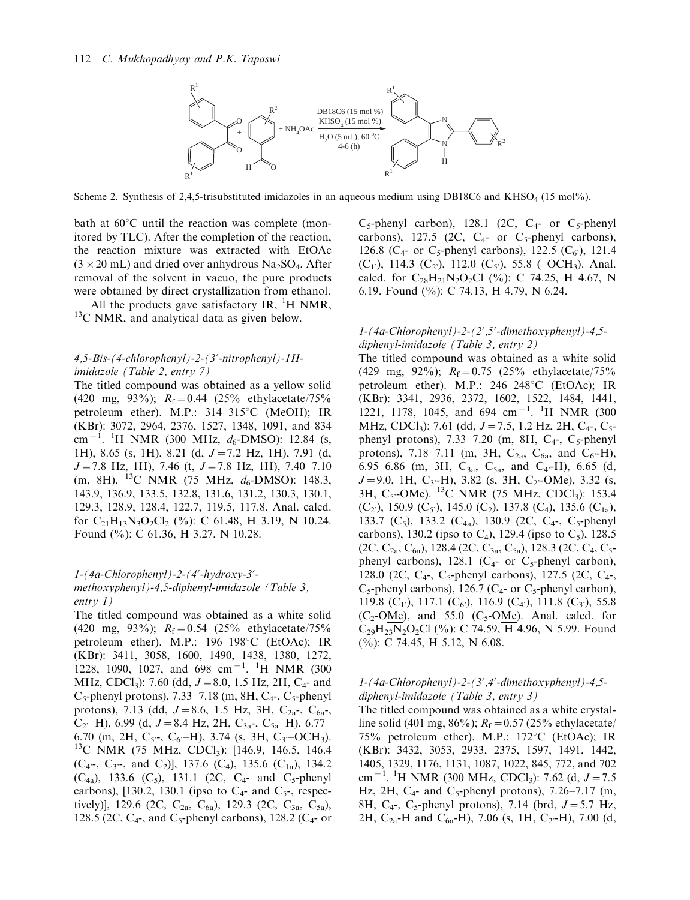Scheme 2. Synthesis of 2,4,5-trisubstituted imidazoles in an aqueous medium using DB18C6 and $KHSO_4$ (15 mol%).

bath at 60°C until the reaction was complete (monitored by TLC). After the completion of the reaction, the reaction mixture was extracted with EtOAc (3 × 20 mL) and dried over anhydrous $Na_2SO_4$. After removal of the solvent in vacuo, the pure products were obtained by direct crystallization from ethanol.

All the products gave satisfactory IR, $^1$H NMR, $^{13}$C NMR, and analytical data as given below.

### *4,5-Bis-(4-chlorophenyl)-2-(3′-nitrophenyl)-1H-imidazole (Table 2, entry 7)*

The titled compound was obtained as a yellow solid (420 mg, 93%); $R_f = 0.44$ (25% ethylacetate/75% petroleum ether). M.P.: 314–315°C (MeOH); IR (KBr): 3072, 2964, 2376, 1527, 1348, 1091, and 834 cm$^{-1}$. $^1$H NMR (300 MHz, $d_6$-DMSO): 12.84 (s, 1H), 8.65 (s, 1H), 8.21 (d, $J = 7.2$ Hz, 1H), 7.91 (d, $J = 7.8$ Hz, 1H), 7.46 (t, $J = 7.8$ Hz, 1H), 7.40–7.10 (m, 8H). $^{13}$C NMR (75 MHz, $d_6$-DMSO): 148.3, 143.9, 136.9, 133.5, 132.8, 131.6, 131.2, 130.3, 130.1, 129.3, 128.9, 128.4, 122.7, 119.5, 117.8. Anal. calcd. for $C_{21}H_{13}N_3O_2Cl_2$ (%): C 61.48, H 3.19, N 10.24. Found (%): C 61.36, H 3.27, N 10.28.

### *1-(4a-Chlorophenyl)-2-(4′-hydroxy-3′-methoxyphenyl)-4,5-diphenyl-imidazole (Table 3, entry 1)*

The titled compound was obtained as a white solid (420 mg, 93%); $R_f = 0.54$ (25% ethylacetate/75% petroleum ether). M.P.: 196–198°C (EtOAc); IR (KBr): 3411, 3058, 1600, 1490, 1438, 1380, 1272, 1228, 1090, 1027, and 698 cm$^{-1}$. $^1$H NMR (300 MHz, $CDCl_3$): 7.60 (dd, $J = 8.0$, 1.5 Hz, 2H, $C_4$- and $C_5$-phenyl protons), 7.33–7.18 (m, 8H, $C_4$-, $C_5$-phenyl protons), 7.13 (dd, $J = 8.6$, 1.5 Hz, 3H, $C_{2a}$-, $C_{6a}$-, $C_{2'}$–H), 6.99 (d, $J = 8.4$ Hz, 2H, $C_{3a}$-, $C_{5a}$–H), 6.77–6.70 (m, 2H, $C_{5'}$-, $C_{6'}$–H), 3.74 (s, 3H, $C_{3'}$–$OCH_3$). $^{13}$C NMR (75 MHz, $CDCl_3$): [146.9, 146.5, 146.4 ($C_{4'}$-, $C_{3'}$-, and $C_2$)], 137.6 ($C_4$), 135.6 ($C_{1a}$), 134.2 ($C_{4a}$), 133.6 ($C_5$), 131.1 (2C, $C_4$- and $C_5$-phenyl carbons), [130.2, 130.1 (ipso to $C_4$- and $C_5$-, respectively)], 129.6 (2C, $C_{2a}$, $C_{6a}$), 129.3 (2C, $C_{3a}$, $C_{5a}$), 128.5 (2C, $C_4$-, and $C_5$-phenyl carbons), 128.2 ($C_4$- or $C_5$-phenyl carbon), 128.1 (2C, $C_4$- or $C_5$-phenyl carbons), 127.5 (2C, $C_4$- or $C_5$-phenyl carbons), 126.8 ($C_4$- or $C_5$-phenyl carbons), 122.5 ($C_{6'}$), 121.4 ($C_{1'}$), 114.3 ($C_{2'}$), 112.0 ($C_{5'}$), 55.8 (–$OCH_3$). Anal. calcd. for $C_{28}H_{21}N_2O_2Cl$ (%): C 74.25, H 4.67, N 6.19. Found (%): C 74.13, H 4.79, N 6.24.

### *1-(4a-Chlorophenyl)-2-(2′,5′-dimethoxyphenyl)-4,5-diphenyl-imidazole (Table 3, entry 2)*

The titled compound was obtained as a white solid (429 mg, 92%); $R_f = 0.75$ (25% ethylacetate/75% petroleum ether). M.P.: 246–248°C (EtOAc); IR (KBr): 3341, 2936, 2372, 1602, 1522, 1484, 1441, 1221, 1178, 1045, and 694 cm$^{-1}$. $^1$H NMR (300 MHz, $CDCl_3$): 7.61 (dd, $J = 7.5$, 1.2 Hz, 2H, $C_4$-, $C_5$-phenyl protons), 7.33–7.20 (m, 8H, $C_4$-, $C_5$-phenyl protons), 7.18–7.11 (m, 3H, $C_{2a}$, $C_{6a}$, and $C_{6'}$-H), 6.95–6.86 (m, 3H, $C_{3a}$, $C_{5a}$, and $C_{4'}$-H), 6.65 (d, $J = 9.0$, 1H, $C_{3'}$-H), 3.82 (s, 3H, $C_{2'}$-OMe), 3.32 (s, 3H, $C_{5'}$-OMe). $^{13}$C NMR (75 MHz, $CDCl_3$): 153.4 ($C_{2'}$), 150.9 ($C_{5'}$), 145.0 ($C_2$), 137.8 ($C_4$), 135.6 ($C_{1a}$), 133.7 ($C_5$), 133.2 ($C_{4a}$), 130.9 (2C, $C_4$-, $C_5$-phenyl carbons), 130.2 (ipso to $C_4$), 129.4 (ipso to $C_5$), 128.5 (2C, $C_{2a}$, $C_{6a}$), 128.4 (2C, $C_{3a}$, $C_{5a}$), 128.3 (2C, $C_4$, $C_5$-phenyl carbons), 128.1 ($C_4$- or $C_5$-phenyl carbon), 128.0 (2C, $C_4$-, $C_5$-phenyl carbons), 127.5 (2C, $C_4$-, $C_5$-phenyl carbons), 126.7 ($C_4$- or $C_5$-phenyl carbon), 119.8 ($C_{1'}$), 117.1 ($C_{6'}$), 116.9 ($C_{4'}$), 111.8 ($C_{3'}$), 55.8 ($C_2$-OMe), and 55.0 ($C_5$-OMe). Anal. calcd. for $C_{29}H_{23}N_2O_2Cl$ (%): C 74.59, H 4.96, N 5.99. Found (%): C 74.45, H 5.12, N 6.08.

### *1-(4a-Chlorophenyl)-2-(3′,4′-dimethoxyphenyl)-4,5-diphenyl-imidazole (Table 3, entry 3)*

The titled compound was obtained as a white crystalline solid (401 mg, 86%); $R_f = 0.57$ (25% ethylacetate/75% petroleum ether). M.P.: 172°C (EtOAc); IR (KBr): 3432, 3053, 2933, 2375, 1597, 1491, 1442, 1405, 1329, 1176, 1131, 1087, 1022, 845, 772, and 702 cm$^{-1}$. $^1$H NMR (300 MHz, $CDCl_3$): 7.62 (d, $J = 7.5$ Hz, 2H, $C_4$- and $C_5$-phenyl protons), 7.26–7.17 (m, 8H, $C_4$-, $C_5$-phenyl protons), 7.14 (brd, $J = 5.7$ Hz, 2H, $C_{2a}$-H and $C_{6a}$-H), 7.06 (s, 1H, $C_{2'}$-H), 7.00 (d,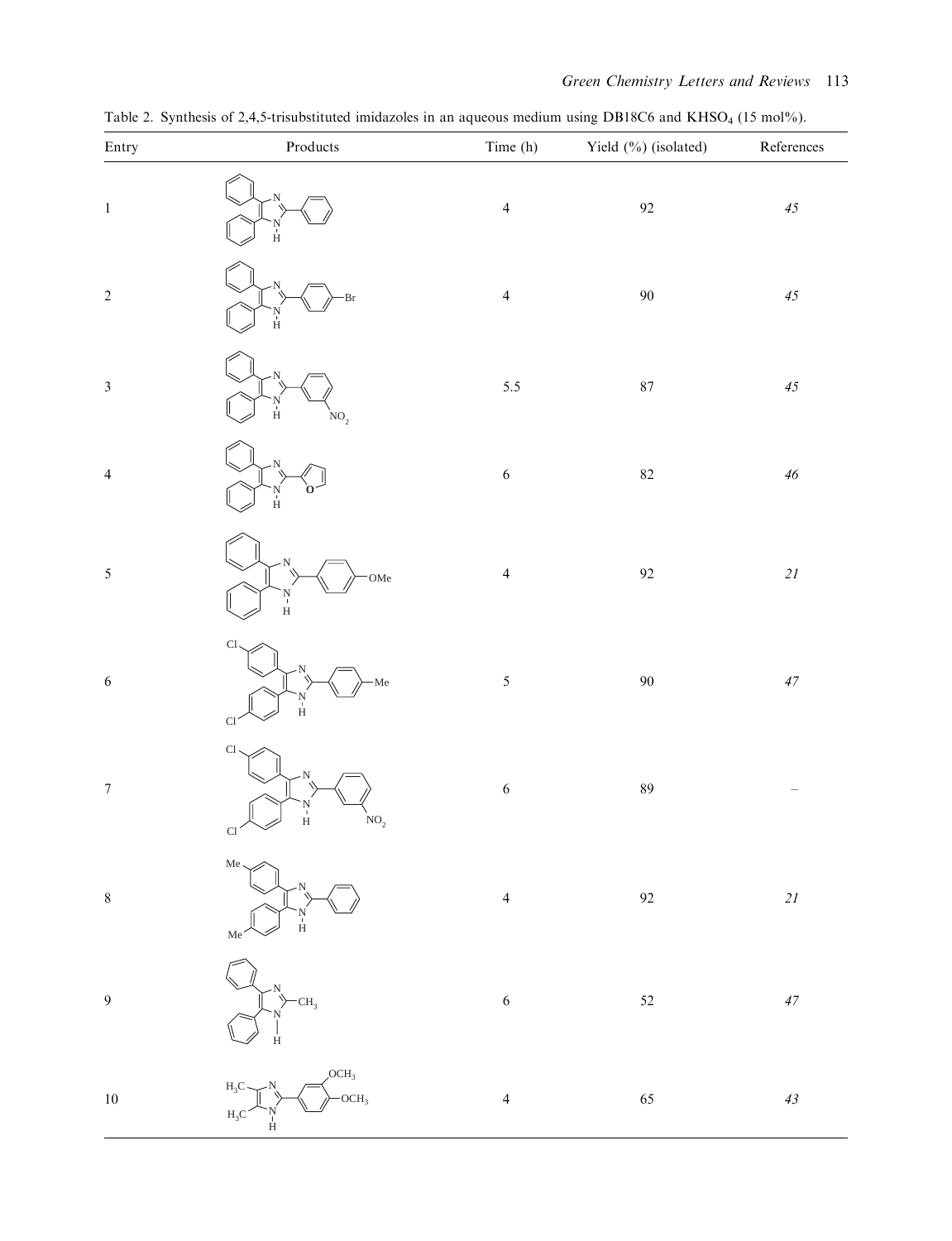Table 2. Synthesis of 2,4,5-trisubstituted imidazoles in an aqueous medium using DB18C6 and $KHSO_4$ (15 mol%).

| Entry | Products | Time (h) | Yield (%) (isolated) | References |
|---|---|---|---|---|
| 1 | 2,4,5-triphenyl-1H-imidazole | 4 | 92 | *45* |
| 2 | 2-(4-bromophenyl)-4,5-diphenyl-1H-imidazole | 4 | 90 | *45* |
| 3 | 2-(3-nitrophenyl)-4,5-diphenyl-1H-imidazole | 5.5 | 87 | *45* |
| 4 | 2-(furan-2-yl)-4,5-diphenyl-1H-imidazole | 6 | 82 | *46* |
| 5 | 2-(4-methoxyphenyl)-4,5-diphenyl-1H-imidazole | 4 | 92 | *21* |
| 6 | 4,5-bis(4-chlorophenyl)-2-(4-methylphenyl)-1H-imidazole | 5 | 90 | *47* |
| 7 | 4,5-bis(4-chlorophenyl)-2-(3-nitrophenyl)-1H-imidazole | 6 | 89 | – |
| 8 | 4,5-bis(4-methylphenyl)-2-phenyl-1H-imidazole | 4 | 92 | *21* |
| 9 | 2-methyl-4,5-diphenyl-1H-imidazole | 6 | 52 | *47* |
| 10 | 2-(3,4-dimethoxyphenyl)-4,5-dimethyl-1H-imidazole | 4 | 65 | *43* |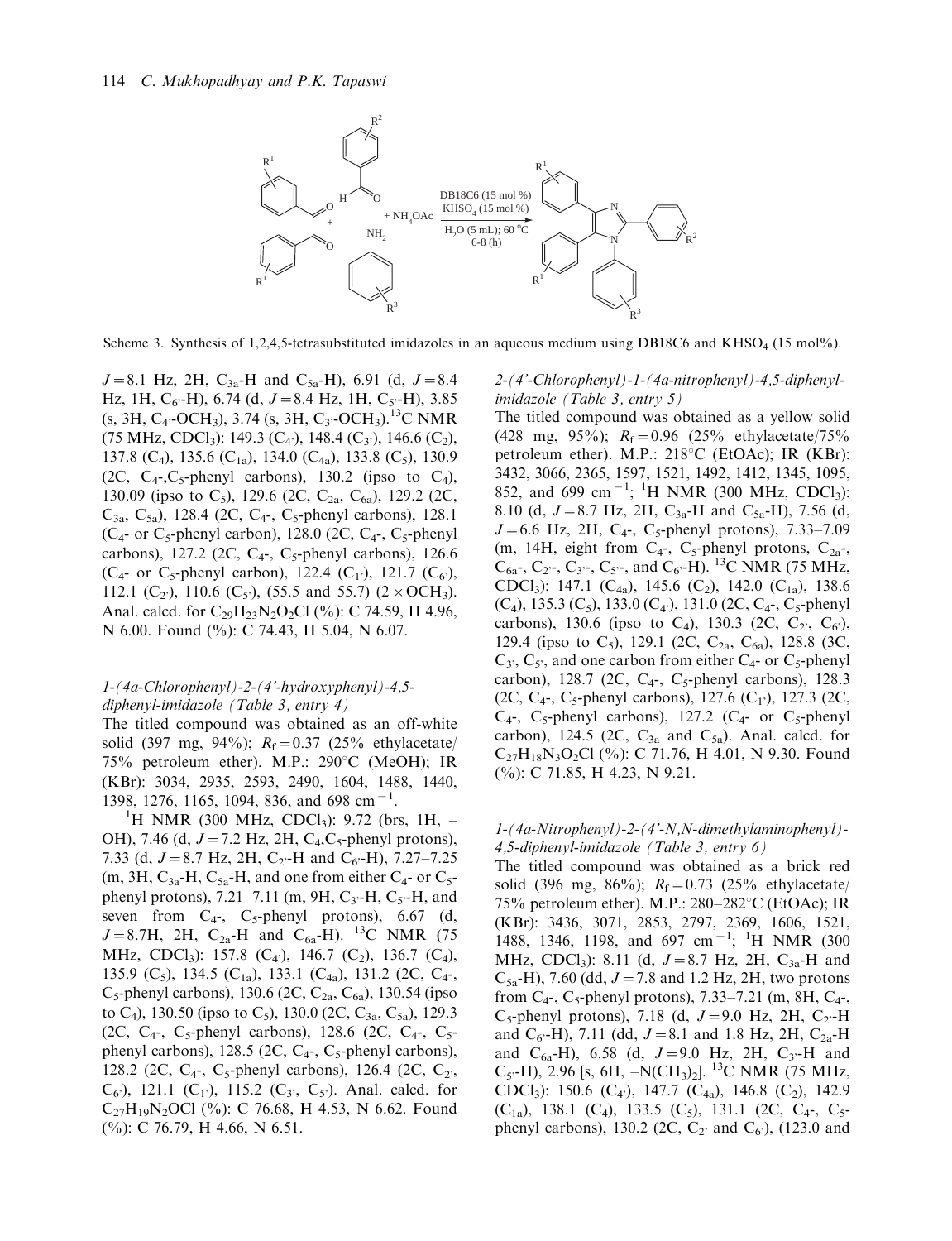Scheme 3. Synthesis of 1,2,4,5-tetrasubstituted imidazoles in an aqueous medium using DB18C6 and $KHSO_4$ (15 mol%).

$J = 8.1$ Hz, 2H, $C_{3a}$-H and $C_{5a}$-H), 6.91 (d, $J = 8.4$ Hz, 1H, $C_{6'}$-H), 6.74 (d, $J = 8.4$ Hz, 1H, $C_{5'}$-H), 3.85 (s, 3H, $C_{4'}$-$OCH_3$), 3.74 (s, 3H, $C_{3'}$-$OCH_3$).$^{13}$C NMR (75 MHz, $CDCl_3$): 149.3 ($C_{4'}$), 148.4 ($C_{3'}$), 146.6 ($C_2$), 137.8 ($C_4$), 135.6 ($C_{1a}$), 134.0 ($C_{4a}$), 133.8 ($C_5$), 130.9 (2C, $C_4$-,$C_5$-phenyl carbons), 130.2 (ipso to $C_4$), 130.09 (ipso to $C_5$), 129.6 (2C, $C_{2a}$, $C_{6a}$), 129.2 (2C, $C_{3a}$, $C_{5a}$), 128.4 (2C, $C_4$-, $C_5$-phenyl carbons), 128.1 ($C_4$- or $C_5$-phenyl carbon), 128.0 (2C, $C_4$-, $C_5$-phenyl carbons), 127.2 (2C, $C_4$-, $C_5$-phenyl carbons), 126.6 ($C_4$- or $C_5$-phenyl carbon), 122.4 ($C_{1'}$), 121.7 ($C_{6'}$), 112.1 ($C_{2'}$), 110.6 ($C_{5'}$), (55.5 and 55.7) (2 × $OCH_3$). Anal. calcd. for $C_{29}H_{23}N_2O_2Cl$ (%): C 74.59, H 4.96, N 6.00. Found (%): C 74.43, H 5.04, N 6.07.

### *1-(4a-Chlorophenyl)-2-(4'-hydroxyphenyl)-4,5-diphenyl-imidazole (Table 3, entry 4)*

The titled compound was obtained as an off-white solid (397 mg, 94%); $R_f = 0.37$ (25% ethylacetate/75% petroleum ether). M.P.: 290°C (MeOH); IR (KBr): 3034, 2935, 2593, 2490, 1604, 1488, 1440, 1398, 1276, 1165, 1094, 836, and 698 cm$^{-1}$.

$^1$H NMR (300 MHz, $CDCl_3$): 9.72 (brs, 1H, –OH), 7.46 (d, $J = 7.2$ Hz, 2H, $C_4$,$C_5$-phenyl protons), 7.33 (d, $J = 8.7$ Hz, 2H, $C_{2'}$-H and $C_{6'}$-H), 7.27–7.25 (m, 3H, $C_{3a}$-H, $C_{5a}$-H, and one from either $C_4$- or $C_5$-phenyl protons), 7.21–7.11 (m, 9H, $C_{3'}$-H, $C_{5'}$-H, and seven from $C_4$-, $C_5$-phenyl protons), 6.67 (d, $J = 8.7$H, 2H, $C_{2a}$-H and $C_{6a}$-H). $^{13}$C NMR (75 MHz, $CDCl_3$): 157.8 ($C_{4'}$), 146.7 ($C_2$), 136.7 ($C_4$), 135.9 ($C_5$), 134.5 ($C_{1a}$), 133.1 ($C_{4a}$), 131.2 (2C, $C_4$-, $C_5$-phenyl carbons), 130.6 (2C, $C_{2a}$, $C_{6a}$), 130.54 (ipso to $C_4$), 130.50 (ipso to $C_5$), 130.0 (2C, $C_{3a}$, $C_{5a}$), 129.3 (2C, $C_4$-, $C_5$-phenyl carbons), 128.6 (2C, $C_4$-, $C_5$-phenyl carbons), 128.5 (2C, $C_4$-, $C_5$-phenyl carbons), 128.2 (2C, $C_4$-, $C_5$-phenyl carbons), 126.4 (2C, $C_{2'}$, $C_{6'}$), 121.1 ($C_{1'}$), 115.2 ($C_{3'}$, $C_{5'}$). Anal. calcd. for $C_{27}H_{19}N_2OCl$ (%): C 76.68, H 4.53, N 6.62. Found (%): C 76.79, H 4.66, N 6.51.

### *2-(4'-Chlorophenyl)-1-(4a-nitrophenyl)-4,5-diphenyl-imidazole (Table 3, entry 5)*

The titled compound was obtained as a yellow solid (428 mg, 95%); $R_f = 0.96$ (25% ethylacetate/75% petroleum ether). M.P.: 218°C (EtOAc); IR (KBr): 3432, 3066, 2365, 1597, 1521, 1492, 1412, 1345, 1095, 852, and 699 cm$^{-1}$; $^1$H NMR (300 MHz, $CDCl_3$): 8.10 (d, $J = 8.7$ Hz, 2H, $C_{3a}$-H and $C_{5a}$-H), 7.56 (d, $J = 6.6$ Hz, 2H, $C_4$-, $C_5$-phenyl protons), 7.33–7.09 (m, 14H, eight from $C_4$-, $C_5$-phenyl protons, $C_{2a}$-, $C_{6a}$-, $C_{2'}$-, $C_{3'}$-, $C_{5'}$-, and $C_{6'}$-H). $^{13}$C NMR (75 MHz, $CDCl_3$): 147.1 ($C_{4a}$), 145.6 ($C_2$), 142.0 ($C_{1a}$), 138.6 ($C_4$), 135.3 ($C_5$), 133.0 ($C_{4'}$), 131.0 (2C, $C_4$-, $C_5$-phenyl carbons), 130.6 (ipso to $C_4$), 130.3 (2C, $C_{2'}$, $C_{6'}$), 129.4 (ipso to $C_5$), 129.1 (2C, $C_{2a}$, $C_{6a}$), 128.8 (3C, $C_{3'}$, $C_{5'}$, and one carbon from either $C_4$- or $C_5$-phenyl carbon), 128.7 (2C, $C_4$-, $C_5$-phenyl carbons), 128.3 (2C, $C_4$-, $C_5$-phenyl carbons), 127.6 ($C_{1'}$), 127.3 (2C, $C_4$-, $C_5$-phenyl carbons), 127.2 ($C_4$- or $C_5$-phenyl carbon), 124.5 (2C, $C_{3a}$ and $C_{5a}$). Anal. calcd. for $C_{27}H_{18}N_3O_2Cl$ (%): C 71.76, H 4.01, N 9.30. Found (%): C 71.85, H 4.23, N 9.21.

### *1-(4a-Nitrophenyl)-2-(4'-N,N-dimethylaminophenyl)-4,5-diphenyl-imidazole (Table 3, entry 6)*

The titled compound was obtained as a brick red solid (396 mg, 86%); $R_f = 0.73$ (25% ethylacetate/75% petroleum ether). M.P.: 280–282°C (EtOAc); IR (KBr): 3436, 3071, 2853, 2797, 2369, 1606, 1521, 1488, 1346, 1198, and 697 cm$^{-1}$; $^1$H NMR (300 MHz, $CDCl_3$): 8.11 (d, $J = 8.7$ Hz, 2H, $C_{3a}$-H and $C_{5a}$-H), 7.60 (dd, $J = 7.8$ and 1.2 Hz, 2H, two protons from $C_4$-, $C_5$-phenyl protons), 7.33–7.21 (m, 8H, $C_4$-, $C_5$-phenyl protons), 7.18 (d, $J = 9.0$ Hz, 2H, $C_{2'}$-H and $C_{6'}$-H), 7.11 (dd, $J = 8.1$ and 1.8 Hz, 2H, $C_{2a}$-H and $C_{6a}$-H), 6.58 (d, $J = 9.0$ Hz, 2H, $C_{3'}$-H and $C_{5'}$-H), 2.96 [s, 6H, $-N(CH_3)_2$]. $^{13}$C NMR (75 MHz, $CDCl_3$): 150.6 ($C_{4'}$), 147.7 ($C_{4a}$), 146.8 ($C_2$), 142.9 ($C_{1a}$), 138.1 ($C_4$), 133.5 ($C_5$), 131.1 (2C, $C_4$-, $C_5$-phenyl carbons), 130.2 (2C, $C_{2'}$ and $C_{6'}$), (123.0 and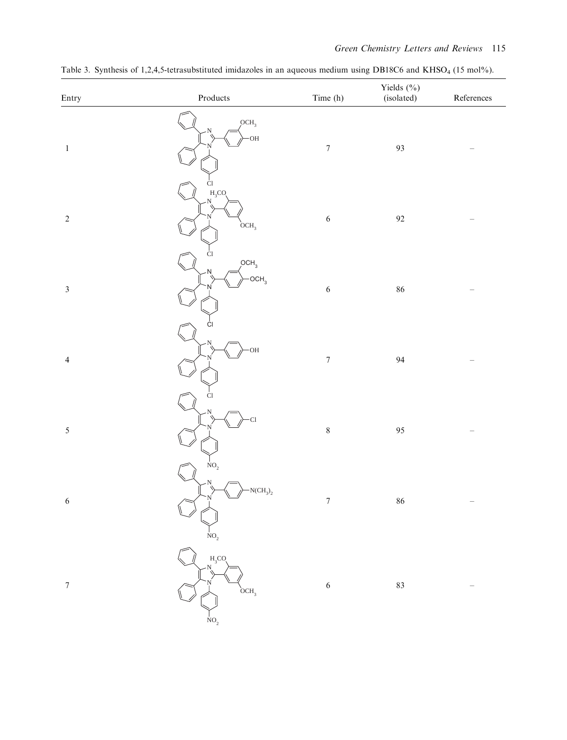Table 3. Synthesis of 1,2,4,5-tetrasubstituted imidazoles in an aqueous medium using DB18C6 and $KHSO_4$ (15 mol%).

| Entry | Products | Time (h) | Yields (%) (isolated) | References |
|---|---|---|---|---|
| 1 | | 7 | 93 | – |
| 2 | | 6 | 92 | – |
| 3 | | 6 | 86 | – |
| 4 | | 7 | 94 | – |
| 5 | | 8 | 95 | – |
| 6 | | 7 | 86 | – |
| 7 | | 6 | 83 | – |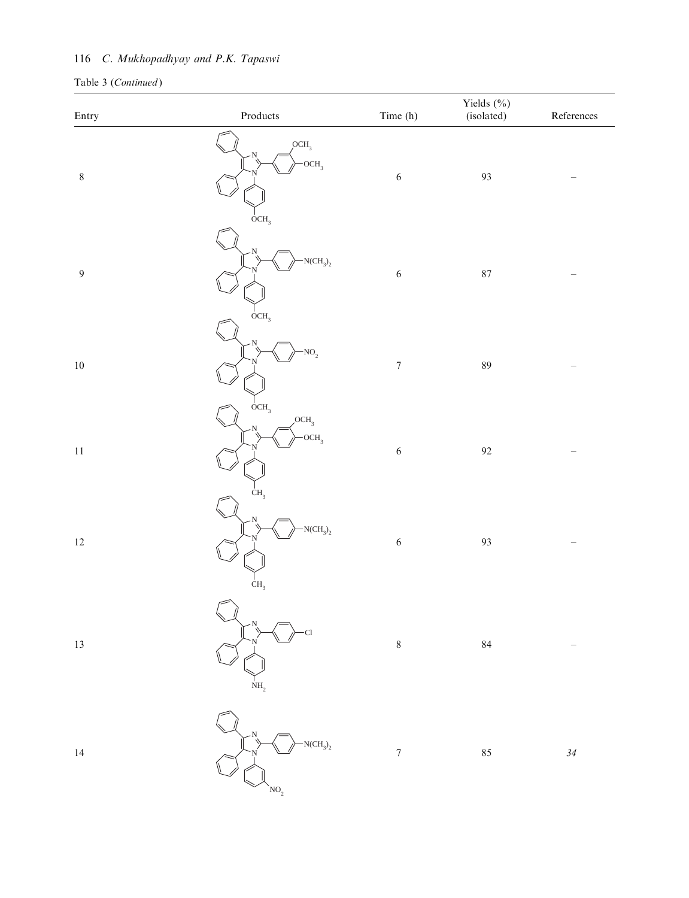Table 3 (*Continued*)

| Entry | Products | Time (h) | Yields (%) (isolated) | References |
|---|---|---|---|---|
| 8 | 4,5-Diphenyl-2-(3,4-dimethoxyphenyl)-1-(4-methoxyphenyl)imidazole | 6 | 93 | – |
| 9 | 4,5-Diphenyl-2-(4-N(CH$_3$)$_2$-phenyl)-1-(4-methoxyphenyl)imidazole | 6 | 87 | – |
| 10 | 4,5-Diphenyl-2-(4-nitrophenyl)-1-(4-methoxyphenyl)imidazole | 7 | 89 | – |
| 11 | 4,5-Diphenyl-2-(3,4-dimethoxyphenyl)-1-(4-methylphenyl)imidazole | 6 | 92 | – |
| 12 | 4,5-Diphenyl-2-(4-N(CH$_3$)$_2$-phenyl)-1-(4-methylphenyl)imidazole | 6 | 93 | – |
| 13 | 4,5-Diphenyl-2-(4-chlorophenyl)-1-(4-aminophenyl)imidazole | 8 | 84 | – |
| 14 | 4,5-Diphenyl-2-(4-N(CH$_3$)$_2$-phenyl)-1-(3-nitrophenyl)imidazole | 7 | 85 | *34* |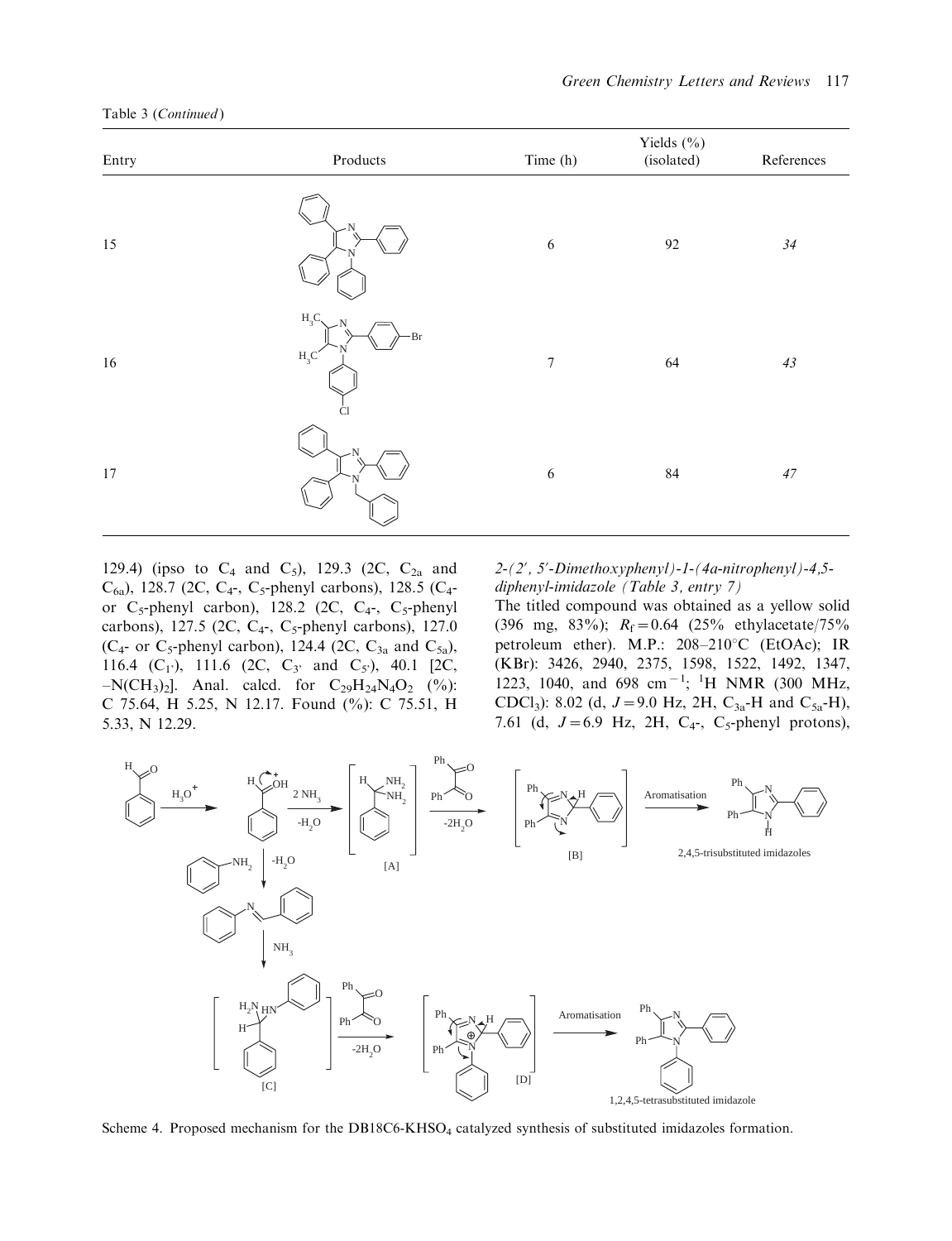Table 3 (Continued)

| Entry | Products | Time (h) | Yields (%) (isolated) | References |
|---|---|---|---|---|
| 15 | | 6 | 92 | *34* |
| 16 | | 7 | 64 | *43* |
| 17 | | 6 | 84 | *47* |

129.4) (ipso to $C_4$ and $C_5$), 129.3 (2C, $C_{2a}$ and $C_{6a}$), 128.7 (2C, $C_4$-, $C_5$-phenyl carbons), 128.5 ($C_4$- or $C_5$-phenyl carbon), 128.2 (2C, $C_4$-, $C_5$-phenyl carbons), 127.5 (2C, $C_4$-, $C_5$-phenyl carbons), 127.0 ($C_4$- or $C_5$-phenyl carbon), 124.4 (2C, $C_{3a}$ and $C_{5a}$), 116.4 ($C_{1'}$), 111.6 (2C, $C_{3'}$ and $C_{5'}$), 40.1 [2C, $-N(CH_3)_2$]. Anal. calcd. for $C_{29}H_{24}N_4O_2$ (%): C 75.64, H 5.25, N 12.17. Found (%): C 75.51, H 5.33, N 12.29.

*2-(2′, 5′-Dimethoxyphenyl)-1-(4a-nitrophenyl)-4,5-diphenyl-imidazole (Table 3, entry 7)*

The titled compound was obtained as a yellow solid (396 mg, 83%); $R_f = 0.64$ (25% ethylacetate/75% petroleum ether). M.P.: 208–210°C (EtOAc); IR (KBr): 3426, 2940, 2375, 1598, 1522, 1492, 1347, 1223, 1040, and 698 $cm^{-1}$; $^1H$ NMR (300 MHz, $CDCl_3$): 8.02 (d, $J = 9.0$ Hz, 2H, $C_{3a}$-H and $C_{5a}$-H), 7.61 (d, $J = 6.9$ Hz, 2H, $C_4$-, $C_5$-phenyl protons),

Scheme 4. Proposed mechanism for the DB18C6-$KHSO_4$ catalyzed synthesis of substituted imidazoles formation.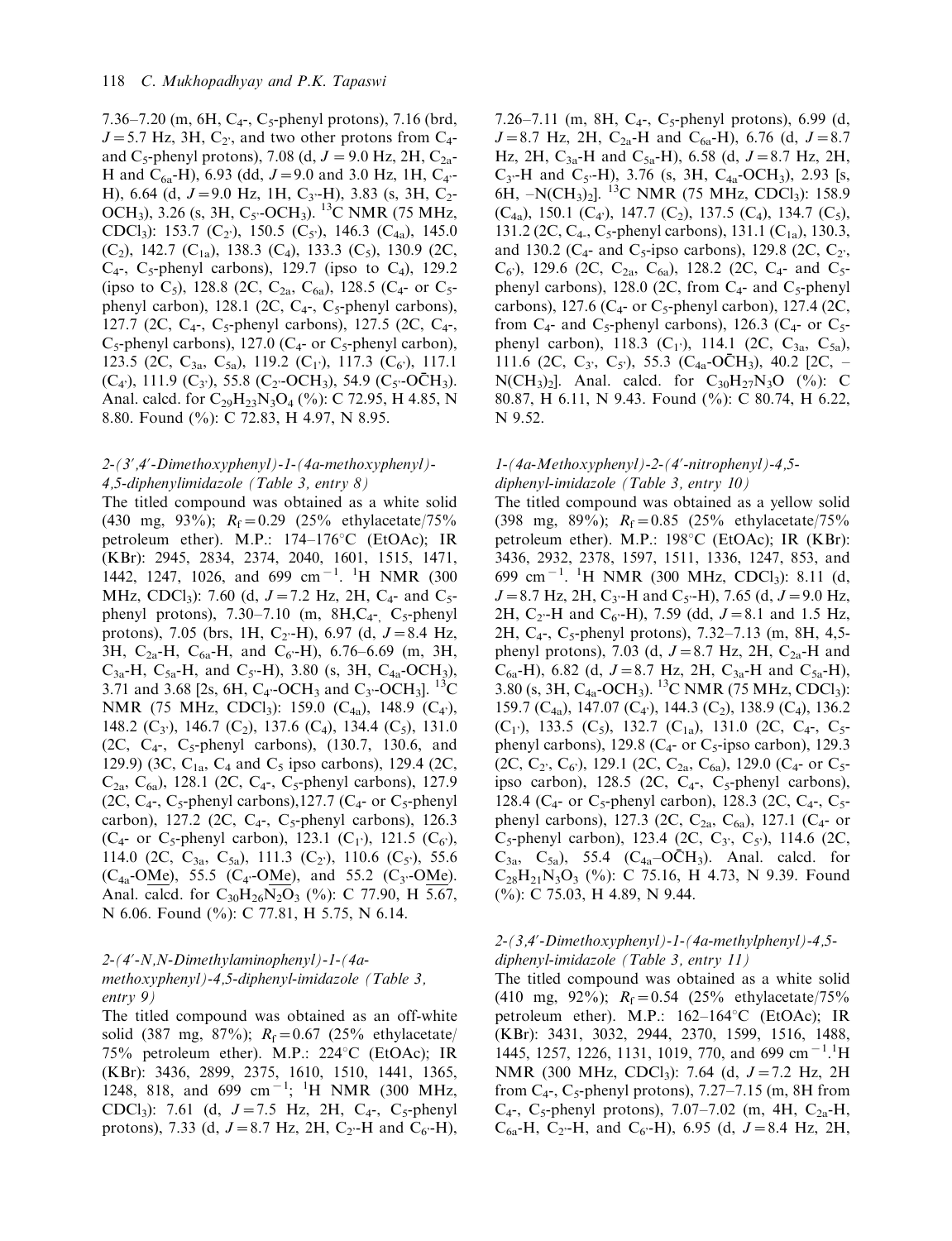7.36–7.20 (m, 6H, $C_4$-, $C_5$-phenyl protons), 7.16 (brd, $J = 5.7$ Hz, 3H, $C_{2'}$, and two other protons from $C_4$- and $C_5$-phenyl protons), 7.08 (d, $J = 9.0$ Hz, 2H, $C_{2a}$-H and $C_{6a}$-H), 6.93 (dd, $J = 9.0$ and 3.0 Hz, 1H, $C_{4'}$-H), 6.64 (d, $J = 9.0$ Hz, 1H, $C_{3'}$-H), 3.83 (s, 3H, $C_{2'}$-$OCH_3$), 3.26 (s, 3H, $C_{5'}$-$OCH_3$). $^{13}C$ NMR (75 MHz, $CDCl_3$): 153.7 ($C_{2'}$), 150.5 ($C_{5'}$), 146.3 ($C_{4a}$), 145.0 ($C_2$), 142.7 ($C_{1a}$), 138.3 ($C_4$), 133.3 ($C_5$), 130.9 (2C, $C_4$-, $C_5$-phenyl carbons), 129.7 (ipso to $C_4$), 129.2 (ipso to $C_5$), 128.8 (2C, $C_{2a}$, $C_{6a}$), 128.5 ($C_4$- or $C_5$-phenyl carbon), 128.1 (2C, $C_4$-, $C_5$-phenyl carbons), 127.7 (2C, $C_4$-, $C_5$-phenyl carbons), 127.5 (2C, $C_4$-, $C_5$-phenyl carbons), 127.0 ($C_4$- or $C_5$-phenyl carbon), 123.5 (2C, $C_{3a}$, $C_{5a}$), 119.2 ($C_{1'}$), 117.3 ($C_{6'}$), 117.1 ($C_{4'}$), 111.9 ($C_{3'}$), 55.8 ($C_{2'}$-$OCH_3$), 54.9 ($C_{5'}$-$O\bar{C}H_3$). Anal. calcd. for $C_{29}H_{23}N_3O_4$ (%): C 72.95, H 4.85, N 8.80. Found (%): C 72.83, H 4.97, N 8.95.

### *2-(3′,4′-Dimethoxyphenyl)-1-(4a-methoxyphenyl)-4,5-diphenylimidazole (Table 3, entry 8)*

The titled compound was obtained as a white solid (430 mg, 93%); $R_f = 0.29$ (25% ethylacetate/75% petroleum ether). M.P.: 174–176°C (EtOAc); IR (KBr): 2945, 2834, 2374, 2040, 1601, 1515, 1471, 1442, 1247, 1026, and 699 $cm^{-1}$. $^1H$ NMR (300 MHz, $CDCl_3$): 7.60 (d, $J = 7.2$ Hz, 2H, $C_4$- and $C_5$-phenyl protons), 7.30–7.10 (m, 8H,$C_4$-, $C_5$-phenyl protons), 7.05 (brs, 1H, $C_{2'}$-H), 6.97 (d, $J = 8.4$ Hz, 3H, $C_{2a}$-H, $C_{6a}$-H, and $C_{6'}$-H), 6.76–6.69 (m, 3H, $C_{3a}$-H, $C_{5a}$-H, and $C_{5'}$-H), 3.80 (s, 3H, $C_{4a}$-$OCH_3$), 3.71 and 3.68 [2s, 6H, $C_{4'}$-$OCH_3$ and $C_{3'}$-$OCH_3$]. $^{13}C$ NMR (75 MHz, $CDCl_3$): 159.0 ($C_{4a}$), 148.9 ($C_{4'}$), 148.2 ($C_{3'}$), 146.7 ($C_2$), 137.6 ($C_4$), 134.4 ($C_5$), 131.0 (2C, $C_4$-, $C_5$-phenyl carbons), (130.7, 130.6, and 129.9) (3C, $C_{1a}$, $C_4$ and $C_5$ ipso carbons), 129.4 (2C, $C_{2a}$, $C_{6a}$), 128.1 (2C, $C_4$-, $C_5$-phenyl carbons), 127.9 (2C, $C_4$-, $C_5$-phenyl carbons),127.7 ($C_4$- or $C_5$-phenyl carbon), 127.2 (2C, $C_4$-, $C_5$-phenyl carbons), 126.3 ($C_4$- or $C_5$-phenyl carbon), 123.1 ($C_{1'}$), 121.5 ($C_{6'}$), 114.0 (2C, $C_{3a}$, $C_{5a}$), 111.3 ($C_{2'}$), 110.6 ($C_{5'}$), 55.6 ($C_{4a}$-<u>OMe</u>), 55.5 ($C_{4'}$-<u>OMe</u>), and 55.2 ($C_{3'}$-<u>OMe</u>). Anal. calcd. for $C_{30}H_{26}N_2O_3$ (%): C 77.90, H 5.67, N 6.06. Found (%): C 77.81, H 5.75, N 6.14.

### *2-(4′-N,N-Dimethylaminophenyl)-1-(4a-methoxyphenyl)-4,5-diphenyl-imidazole (Table 3, entry 9)*

The titled compound was obtained as an off-white solid (387 mg, 87%); $R_f = 0.67$ (25% ethylacetate/75% petroleum ether). M.P.: 224°C (EtOAc); IR (KBr): 3436, 2899, 2375, 1610, 1510, 1441, 1365, 1248, 818, and 699 $cm^{-1}$; $^1H$ NMR (300 MHz, $CDCl_3$): 7.61 (d, $J = 7.5$ Hz, 2H, $C_4$-, $C_5$-phenyl protons), 7.33 (d, $J = 8.7$ Hz, 2H, $C_{2'}$-H and $C_{6'}$-H), 7.26–7.11 (m, 8H, $C_4$-, $C_5$-phenyl protons), 6.99 (d, $J = 8.7$ Hz, 2H, $C_{2a}$-H and $C_{6a}$-H), 6.76 (d, $J = 8.7$ Hz, 2H, $C_{3a}$-H and $C_{5a}$-H), 6.58 (d, $J = 8.7$ Hz, 2H, $C_{3'}$-H and $C_{5'}$-H), 3.76 (s, 3H, $C_{4a}$-$OCH_3$), 2.93 [s, 6H, $-N(CH_3)_2$]. $^{13}C$ NMR (75 MHz, $CDCl_3$): 158.9 ($C_{4a}$), 150.1 ($C_{4'}$), 147.7 ($C_2$), 137.5 ($C_4$), 134.7 ($C_5$), 131.2 (2C, $C_4$-, $C_5$-phenyl carbons), 131.1 ($C_{1a}$), 130.3, and 130.2 ($C_4$- and $C_5$-ipso carbons), 129.8 (2C, $C_{2'}$, $C_{6'}$), 129.6 (2C, $C_{2a}$, $C_{6a}$), 128.2 (2C, $C_4$- and $C_5$-phenyl protons), 128.0 (2C, from $C_4$- and $C_5$-phenyl carbons), 127.6 ($C_4$- or $C_5$-phenyl carbon), 127.4 (2C, from $C_4$- and $C_5$-phenyl carbons), 126.3 ($C_4$- or $C_5$-phenyl carbon), 118.3 ($C_{1'}$), 114.1 (2C, $C_{3a}$, $C_{5a}$), 111.6 (2C, $C_{3'}$, $C_{5'}$), 55.3 ($C_{4a}$-$O\bar{C}H_3$), 40.2 [2C, $-N(CH_3)_2$]. Anal. calcd. for $C_{30}H_{27}N_3O$ (%): C 80.87, H 6.11, N 9.43. Found (%): C 80.74, H 6.22, N 9.52.

### *1-(4a-Methoxyphenyl)-2-(4′-nitrophenyl)-4,5-diphenyl-imidazole (Table 3, entry 10)*

The titled compound was obtained as a yellow solid (398 mg, 89%); $R_f = 0.85$ (25% ethylacetate/75% petroleum ether). M.P.: 198°C (EtOAc); IR (KBr): 3436, 2932, 2378, 1597, 1511, 1336, 1247, 853, and 699 $cm^{-1}$. $^1H$ NMR (300 MHz, $CDCl_3$): 8.11 (d, $J = 8.7$ Hz, 2H, $C_{3'}$-H and $C_{5'}$-H), 7.65 (d, $J = 9.0$ Hz, 2H, $C_{2'}$-H and $C_{6'}$-H), 7.59 (dd, $J = 8.1$ and 1.5 Hz, 2H, $C_4$-, $C_5$-phenyl protons), 7.32–7.13 (m, 8H, 4,5-phenyl protons), 7.03 (d, $J = 8.7$ Hz, 2H, $C_{2a}$-H and $C_{6a}$-H), 6.82 (d, $J = 8.7$ Hz, 2H, $C_{3a}$-H and $C_{5a}$-H), 3.80 (s, 3H, $C_{4a}$-$OCH_3$). $^{13}C$ NMR (75 MHz, $CDCl_3$): 159.7 ($C_{4a}$), 147.07 ($C_{4'}$), 144.3 ($C_2$), 138.9 ($C_4$), 136.2 ($C_{1'}$), 133.5 ($C_5$), 132.7 ($C_{1a}$), 131.0 (2C, $C_4$-, $C_5$-phenyl carbons), 129.8 ($C_4$- or $C_5$-ipso carbon), 129.3 (2C, $C_{2'}$, $C_{6'}$), 129.1 (2C, $C_{2a}$, $C_{6a}$), 129.0 ($C_4$- or $C_5$-ipso carbon), 128.5 (2C, $C_4$-, $C_5$-phenyl carbons), 128.4 ($C_4$- or $C_5$-phenyl carbon), 128.3 (2C, $C_4$-, $C_5$-phenyl carbons), 127.3 (2C, $C_{2a}$, $C_{6a}$), 127.1 ($C_4$- or $C_5$-phenyl carbon), 123.4 (2C, $C_{3'}$, $C_{5'}$), 114.6 (2C, $C_{3a}$, $C_{5a}$), 55.4 ($C_{4a}$–$O\bar{C}H_3$). Anal. calcd. for $C_{28}H_{21}N_3O_3$ (%): C 75.16, H 4.73, N 9.39. Found (%): C 75.03, H 4.89, N 9.44.

### *2-(3,4′-Dimethoxyphenyl)-1-(4a-methylphenyl)-4,5-diphenyl-imidazole (Table 3, entry 11)*

The titled compound was obtained as a white solid (410 mg, 92%); $R_f = 0.54$ (25% ethylacetate/75% petroleum ether). M.P.: 162–164°C (EtOAc); IR (KBr): 3431, 3032, 2944, 2370, 1599, 1516, 1488, 1445, 1257, 1226, 1131, 1019, 770, and 699 $cm^{-1}$.$^1H$ NMR (300 MHz, $CDCl_3$): 7.64 (d, $J = 7.2$ Hz, 2H from $C_4$-, $C_5$-phenyl protons), 7.27–7.15 (m, 8H from $C_4$-, $C_5$-phenyl protons), 7.07–7.02 (m, 4H, $C_{2a}$-H, $C_{6a}$-H, $C_{2'}$-H, and $C_{6'}$-H), 6.95 (d, $J = 8.4$ Hz, 2H,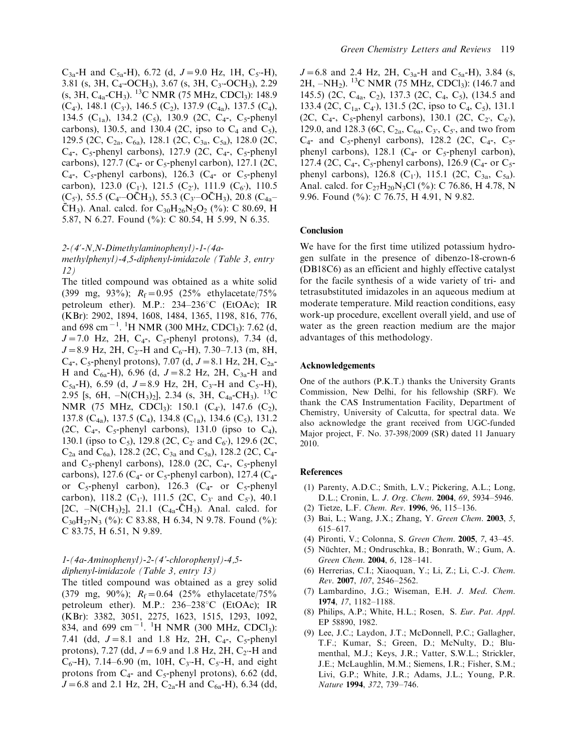$C_{3a}$-H and $C_{5a}$-H), 6.72 (d, $J = 9.0$ Hz, 1H, $C_{5'}$-H), 3.81 (s, 3H, $C_{4'}$-$OCH_3$), 3.67 (s, 3H, $C_{3'}$-$OCH_3$), 2.29 (s, 3H, $C_{4a}$-$CH_3$). $^{13}$C NMR (75 MHz, $CDCl_3$): 148.9 ($C_{4'}$), 148.1 ($C_{3'}$), 146.5 ($C_2$), 137.9 ($C_{4a}$), 137.5 ($C_4$), 134.5 ($C_{1a}$), 134.2 ($C_5$), 130.9 (2C, $C_4$-, $C_5$-phenyl carbons), 130.5, and 130.4 (2C, ipso to $C_4$ and $C_5$), 129.5 (2C, $C_{2a}$, $C_{6a}$), 128.1 (2C, $C_{3a}$, $C_{5a}$), 128.0 (2C, $C_4$-, $C_5$-phenyl carbons), 127.9 (2C, $C_4$-, $C_5$-phenyl carbons), 127.7 ($C_4$- or $C_5$-phenyl carbon), 127.1 (2C, $C_4$-, $C_5$-phenyl carbons), 126.3 ($C_4$- or $C_5$-phenyl carbon), 123.0 ($C_{1'}$), 121.5 ($C_{2'}$), 111.9 ($C_{6'}$), 110.5 ($C_{5'}$), 55.5 ($C_{4'}$–$O\bar{C}H_3$), 55.3 ($C_{3'}$–$O\bar{C}H_3$), 20.8 ($C_{4a}$–$\bar{C}H_3$). Anal. calcd. for $C_{30}H_{26}N_2O_2$ (%): C 80.69, H 5.87, N 6.27. Found (%): C 80.54, H 5.99, N 6.35.

### *2-(4′-N,N-Dimethylaminophenyl)-1-(4a-methylphenyl)-4,5-diphenyl-imidazole (Table 3, entry 12)*

The titled compound was obtained as a white solid (399 mg, 93%); $R_f = 0.95$ (25% ethylacetate/75% petroleum ether). M.P.: 234–236°C (EtOAc); IR (KBr): 2902, 1894, 1608, 1484, 1365, 1198, 816, 776, and 698 cm$^{-1}$. $^1$H NMR (300 MHz, $CDCl_3$): 7.62 (d, $J = 7.0$ Hz, 2H, $C_4$-, $C_5$-phenyl protons), 7.34 (d, $J = 8.9$ Hz, 2H, $C_{2'}$-H and $C_{6'}$-H), 7.30–7.13 (m, 8H, $C_4$-, $C_5$-phenyl protons), 7.07 (d, $J = 8.1$ Hz, 2H, $C_{2a}$-H and $C_{6a}$-H), 6.96 (d, $J = 8.2$ Hz, 2H, $C_{3a}$-H and $C_{5a}$-H), 6.59 (d, $J = 8.9$ Hz, 2H, $C_{3'}$-H and $C_{5'}$-H), 2.95 [s, 6H, –$N(CH_3)_2$], 2.34 (s, 3H, $C_{4a}$-$CH_3$). $^{13}$C NMR (75 MHz, $CDCl_3$): 150.1 ($C_{4'}$), 147.6 ($C_2$), 137.8 ($C_{4a}$), 137.5 ($C_4$), 134.8 ($C_{1a}$), 134.6 ($C_5$), 131.2 (2C, $C_4$-, $C_5$-phenyl carbons), 131.0 (ipso to $C_4$), 130.1 (ipso to $C_5$), 129.8 (2C, $C_{2'}$ and $C_{6'}$), 129.6 (2C, $C_{2a}$ and $C_{6a}$), 128.2 (2C, $C_{3a}$ and $C_{5a}$), 128.2 (2C, $C_4$- and $C_5$-phenyl carbons), 128.0 (2C, $C_4$-, $C_5$-phenyl carbons), 127.6 ($C_4$- or $C_5$-phenyl carbon), 127.4 ($C_4$- or $C_5$-phenyl carbon), 126.3 ($C_4$- or $C_5$-phenyl carbon), 118.2 ($C_{1'}$), 111.5 (2C, $C_{3'}$ and $C_{5'}$), 40.1 [2C, –$N(CH_3)_2$], 21.1 ($C_{4a}$-$\bar{C}H_3$). Anal. calcd. for $C_{30}H_{27}N_3$ (%): C 83.88, H 6.34, N 9.78. Found (%): C 83.75, H 6.51, N 9.89.

### *1-(4a-Aminophenyl)-2-(4′-chlorophenyl)-4,5-diphenyl-imidazole (Table 3, entry 13)*

The titled compound was obtained as a grey solid (379 mg, 90%); $R_f = 0.64$ (25% ethylacetate/75% petroleum ether). M.P.: 236–238°C (EtOAc); IR (KBr): 3382, 3051, 2275, 1623, 1515, 1293, 1092, 834, and 699 cm$^{-1}$. $^1$H NMR (300 MHz, $CDCl_3$): 7.41 (dd, $J = 8.1$ and 1.8 Hz, 2H, $C_4$-, $C_5$-phenyl protons), 7.27 (dd, $J = 6.9$ and 1.8 Hz, 2H, $C_{2'}$-H and $C_{6'}$-H), 7.14–6.90 (m, 10H, $C_{3'}$-H, $C_{5'}$-H, and eight protons from $C_4$- and $C_5$-phenyl protons), 6.62 (dd, $J = 6.8$ and 2.1 Hz, 2H, $C_{2a}$-H and $C_{6a}$-H), 6.34 (dd, $J = 6.8$ and 2.4 Hz, 2H, $C_{3a}$-H and $C_{5a}$-H), 3.84 (s, 2H, –$NH_2$). $^{13}$C NMR (75 MHz, $CDCl_3$): (146.7 and 145.5) (2C, $C_{4a}$, $C_2$), 137.3 (2C, $C_4$, $C_5$), (134.5 and 133.4 (2C, $C_{1a}$, $C_{4'}$), 131.5 (2C, ipso to $C_4$, $C_5$), 131.1 (2C, $C_4$-, $C_5$-phenyl carbons), 130.1 (2C, $C_{2'}$, $C_{6'}$), 129.0, and 128.3 (6C, $C_{2a}$, $C_{6a}$, $C_{3'}$, $C_{5'}$, and two from $C_4$- and $C_5$-phenyl carbons), 128.2 (2C, $C_4$-, $C_5$-phenyl carbons), 128.1 ($C_4$- or $C_5$-phenyl carbon), 127.4 (2C, $C_4$-, $C_5$-phenyl carbons), 126.9 ($C_4$- or $C_5$-phenyl carbons), 126.8 ($C_{1'}$), 115.1 (2C, $C_{3a}$, $C_{5a}$). Anal. calcd. for $C_{27}H_{20}N_3Cl$ (%): C 76.86, H 4.78, N 9.96. Found (%): C 76.75, H 4.91, N 9.82.

## Conclusion

We have for the first time utilized potassium hydrogen sulfate in the presence of dibenzo-18-crown-6 (DB18C6) as an efficient and highly effective catalyst for the facile synthesis of a wide variety of tri- and tetrasubstituted imidazoles in an aqueous medium at moderate temperature. Mild reaction conditions, easy work-up procedure, excellent overall yield, and use of water as the green reaction medium are the major advantages of this methodology.

## Acknowledgements

One of the authors (P.K.T.) thanks the University Grants Commission, New Delhi, for his fellowship (SRF). We thank the CAS Instrumentation Facility, Department of Chemistry, University of Calcutta, for spectral data. We also acknowledge the grant received from UGC-funded Major project, F. No. 37-398/2009 (SR) dated 11 January 2010.

## References

(1) Parenty, A.D.C.; Smith, L.V.; Pickering, A.L.; Long, D.L.; Cronin, L. *J. Org. Chem.* **2004**, *69*, 5934–5946.
(2) Tietze, L.F. *Chem. Rev.* **1996**, 96, 115–136.
(3) Bai, L.; Wang, J.X.; Zhang, Y. *Green Chem.* **2003**, *5*, 615–617.
(4) Pironti, V.; Colonna, S. *Green Chem.* **2005**, *7*, 43–45.
(5) Nüchter, M.; Ondruschka, B.; Bonrath, W.; Gum, A. *Green Chem.* **2004**, *6*, 128–141.
(6) Herrerias, C.I.; Xiaoquan, Y.; Li, Z.; Li, C.-J. *Chem. Rev.* **2007**, *107*, 2546–2562.
(7) Lambardino, J.G.; Wiseman, E.H. *J. Med. Chem.* **1974**, *17*, 1182–1188.
(8) Philips, A.P.; White, H.L.; Rosen, S. *Eur. Pat. Appl.* EP 58890, 1982.
(9) Lee, J.C.; Laydon, J.T.; McDonnell, P.C.; Gallagher, T.F.; Kumar, S.; Green, D.; McNulty, D.; Blumenthal, M.J.; Keys, J.R.; Vatter, S.W.L.; Strickler, J.E.; McLaughlin, M.M.; Siemens, I.R.; Fisher, S.M.; Livi, G.P.; White, J.R.; Adams, J.L.; Young, P.R. *Nature* **1994**, *372*, 739–746.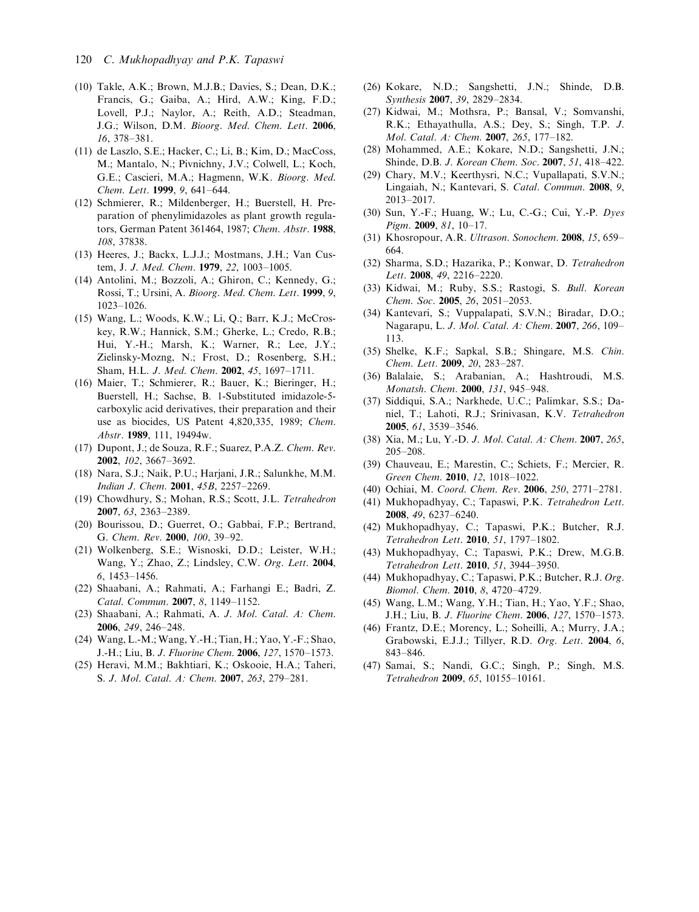(10) Takle, A.K.; Brown, M.J.B.; Davies, S.; Dean, D.K.; Francis, G.; Gaiba, A.; Hird, A.W.; King, F.D.; Lovell, P.J.; Naylor, A.; Reith, A.D.; Steadman, J.G.; Wilson, D.M. *Bioorg. Med. Chem. Lett.* **2006**, *16*, 378–381.

(11) de Laszlo, S.E.; Hacker, C.; Li, B.; Kim, D.; MacCoss, M.; Mantalo, N.; Pivnichny, J.V.; Colwell, L.; Koch, G.E.; Cascieri, M.A.; Hagmenn, W.K. *Bioorg. Med. Chem. Lett.* **1999**, *9*, 641–644.

(12) Schmierer, R.; Mildenberger, H.; Buerstell, H. Preparation of phenylimidazoles as plant growth regulators, German Patent 361464, 1987; *Chem. Abstr.* **1988**, *108*, 37838.

(13) Heeres, J.; Backx, L.J.J.; Mostmans, J.H.; Van Custem, J. *J. Med. Chem.* **1979**, *22*, 1003–1005.

(14) Antolini, M.; Bozzoli, A.; Ghiron, C.; Kennedy, G.; Rossi, T.; Ursini, A. *Bioorg. Med. Chem. Lett.* **1999**, *9*, 1023–1026.

(15) Wang, L.; Woods, K.W.; Li, Q.; Barr, K.J.; McCroskey, R.W.; Hannick, S.M.; Gherke, L.; Credo, R.B.; Hui, Y.-H.; Marsh, K.; Warner, R.; Lee, J.Y.; Zielinsky-Mozng, N.; Frost, D.; Rosenberg, S.H.; Sham, H.L. *J. Med. Chem.* **2002**, *45*, 1697–1711.

(16) Maier, T.; Schmierer, R.; Bauer, K.; Bieringer, H.; Buerstell, H.; Sachse, B. 1-Substituted imidazole-5-carboxylic acid derivatives, their preparation and their use as biocides, US Patent 4,820,335, 1989; *Chem. Abstr.* **1989**, 111, 19494w.

(17) Dupont, J.; de Souza, R.F.; Suarez, P.A.Z. *Chem. Rev.* **2002**, *102*, 3667–3692.

(18) Nara, S.J.; Naik, P.U.; Harjani, J.R.; Salunkhe, M.M. *Indian J. Chem.* **2001**, *45B*, 2257–2269.

(19) Chowdhury, S.; Mohan, R.S.; Scott, J.L. *Tetrahedron* **2007**, *63*, 2363–2389.

(20) Bourissou, D.; Guerret, O.; Gabbai, F.P.; Bertrand, G. *Chem. Rev.* **2000**, *100*, 39–92.

(21) Wolkenberg, S.E.; Wisnoski, D.D.; Leister, W.H.; Wang, Y.; Zhao, Z.; Lindsley, C.W. *Org. Lett.* **2004**, *6*, 1453–1456.

(22) Shaabani, A.; Rahmati, A.; Farhangi E.; Badri, Z. *Catal. Commun.* **2007**, *8*, 1149–1152.

(23) Shaabani, A.; Rahmati, A. *J. Mol. Catal. A: Chem.* **2006**, *249*, 246–248.

(24) Wang, L.-M.; Wang, Y.-H.; Tian, H.; Yao, Y.-F.; Shao, J.-H.; Liu, B. *J. Fluorine Chem.* **2006**, *127*, 1570–1573.

(25) Heravi, M.M.; Bakhtiari, K.; Oskooie, H.A.; Taheri, S. *J. Mol. Catal. A: Chem.* **2007**, *263*, 279–281.

(26) Kokare, N.D.; Sangshetti, J.N.; Shinde, D.B. *Synthesis* **2007**, *39*, 2829–2834.

(27) Kidwai, M.; Mothsra, P.; Bansal, V.; Somvanshi, R.K.; Ethayathulla, A.S.; Dey, S.; Singh, T.P. *J. Mol. Catal. A: Chem.* **2007**, *265*, 177–182.

(28) Mohammed, A.E.; Kokare, N.D.; Sangshetti, J.N.; Shinde, D.B. *J. Korean Chem. Soc.* **2007**, *51*, 418–422.

(29) Chary, M.V.; Keerthysri, N.C.; Vupallapati, S.V.N.; Lingaiah, N.; Kantevari, S. *Catal. Commun.* **2008**, *9*, 2013–2017.

(30) Sun, Y.-F.; Huang, W.; Lu, C.-G.; Cui, Y.-P. *Dyes Pigm.* **2009**, *81*, 10–17.

(31) Khosropour, A.R. *Ultrason. Sonochem.* **2008**, *15*, 659–664.

(32) Sharma, S.D.; Hazarika, P.; Konwar, D. *Tetrahedron Lett.* **2008**, *49*, 2216–2220.

(33) Kidwai, M.; Ruby, S.S.; Rastogi, S. *Bull. Korean Chem. Soc.* **2005**, *26*, 2051–2053.

(34) Kantevari, S.; Vuppalapati, S.V.N.; Biradar, D.O.; Nagarapu, L. *J. Mol. Catal. A: Chem.* **2007**, *266*, 109–113.

(35) Shelke, K.F.; Sapkal, S.B.; Shingare, M.S. *Chin. Chem. Lett.* **2009**, *20*, 283–287.

(36) Balalaie, S.; Arabanian, A.; Hashtroudi, M.S. *Monatsh. Chem.* **2000**, *131*, 945–948.

(37) Siddiqui, S.A.; Narkhede, U.C.; Palimkar, S.S.; Daniel, T.; Lahoti, R.J.; Srinivasan, K.V. *Tetrahedron* **2005**, *61*, 3539–3546.

(38) Xia, M.; Lu, Y.-D. *J. Mol. Catal. A: Chem.* **2007**, *265*, 205–208.

(39) Chauveau, E.; Marestin, C.; Schiets, F.; Mercier, R. *Green Chem.* **2010**, *12*, 1018–1022.

(40) Ochiai, M. *Coord. Chem. Rev.* **2006**, *250*, 2771–2781.

(41) Mukhopadhyay, C.; Tapaswi, P.K. *Tetrahedron Lett.* **2008**, *49*, 6237–6240.

(42) Mukhopadhyay, C.; Tapaswi, P.K.; Butcher, R.J. *Tetrahedron Lett.* **2010**, *51*, 1797–1802.

(43) Mukhopadhyay, C.; Tapaswi, P.K.; Drew, M.G.B. *Tetrahedron Lett.* **2010**, *51*, 3944–3950.

(44) Mukhopadhyay, C.; Tapaswi, P.K.; Butcher, R.J. *Org. Biomol. Chem.* **2010**, *8*, 4720–4729.

(45) Wang, L.M.; Wang, Y.H.; Tian, H.; Yao, Y.F.; Shao, J.H.; Liu, B. *J. Fluorine Chem.* **2006**, *127*, 1570–1573.

(46) Frantz, D.E.; Morency, L.; Soheilli, A.; Murry, J.A.; Grabowski, E.J.J.; Tillyer, R.D. *Org. Lett.* **2004**, *6*, 843–846.

(47) Samai, S.; Nandi, G.C.; Singh, P.; Singh, M.S. *Tetrahedron* **2009**, *65*, 10155–10161.